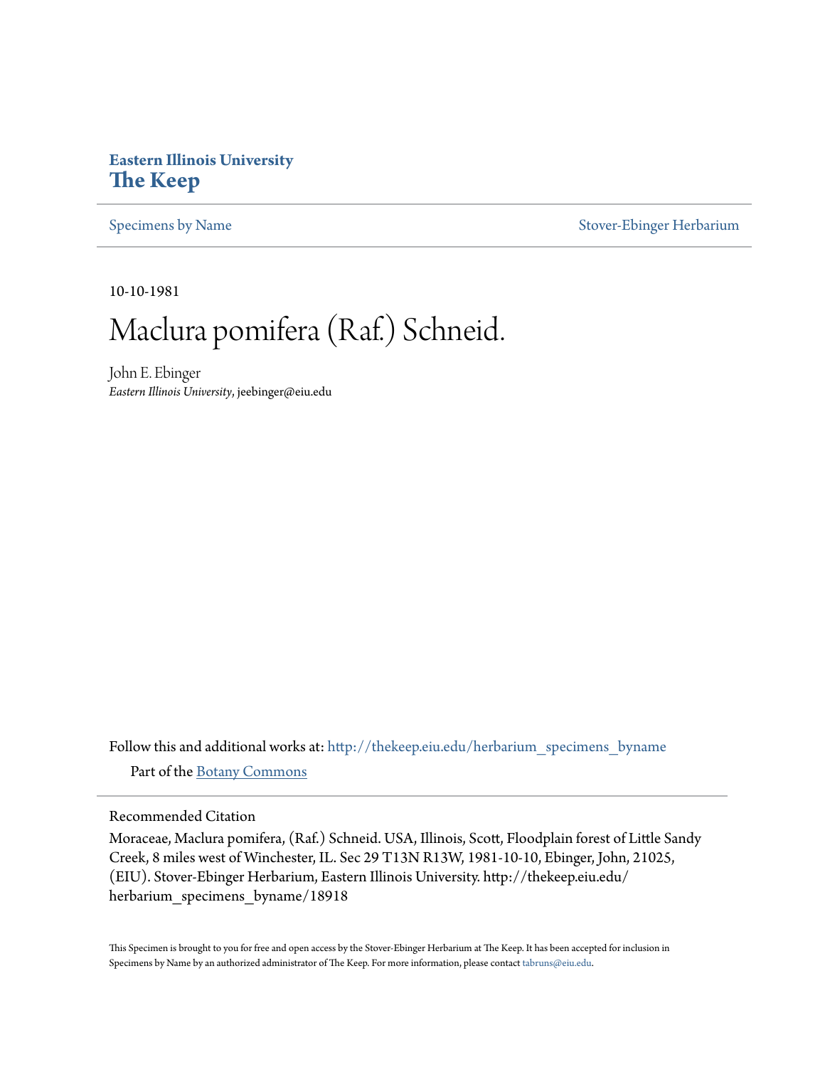**Eastern Illinois University**
**The Keep**

Specimens by Name | Stover-Ebinger Herbarium

10-10-1981

# Maclura pomifera (Raf.) Schneid.

John E. Ebinger
*Eastern Illinois University*, jeebinger@eiu.edu

Follow this and additional works at: http://thekeep.eiu.edu/herbarium_specimens_byname

Part of the Botany Commons

## Recommended Citation

Moraceae, Maclura pomifera, (Raf.) Schneid. USA, Illinois, Scott, Floodplain forest of Little Sandy Creek, 8 miles west of Winchester, IL. Sec 29 T13N R13W, 1981-10-10, Ebinger, John, 21025, (EIU). Stover-Ebinger Herbarium, Eastern Illinois University. http://thekeep.eiu.edu/herbarium_specimens_byname/18918

This Specimen is brought to you for free and open access by the Stover-Ebinger Herbarium at The Keep. It has been accepted for inclusion in Specimens by Name by an authorized administrator of The Keep. For more information, please contact tabruns@eiu.edu.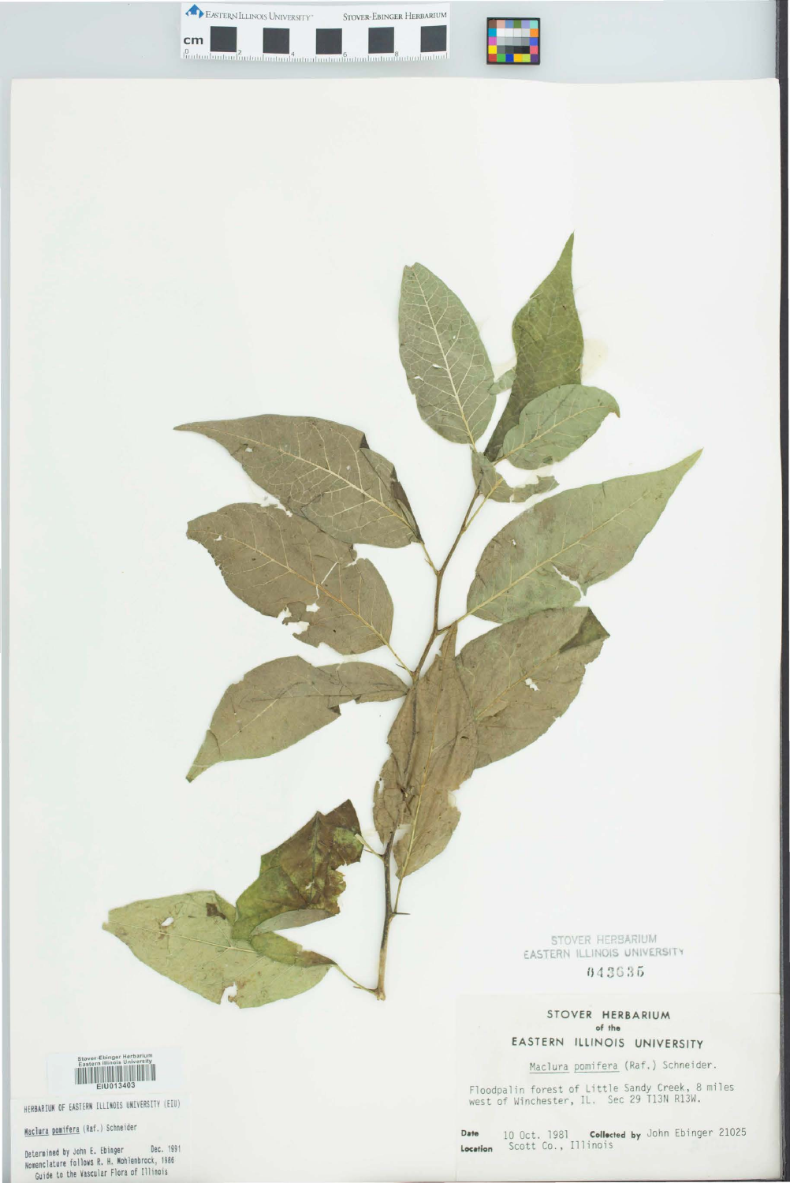EASTERN ILLINOIS UNIVERSITY STOVER-EBINGER HERBARIUM

cm

STOVER HERBARIUM
EASTERN ILLINOIS UNIVERSITY
043635

STOVER HERBARIUM
of the
EASTERN ILLINOIS UNIVERSITY

Maclura pomifera (Raf.) Schneider.

Floodpalin forest of Little Sandy Creek, 8 miles west of Winchester, IL. Sec 29 T13N R13W.

**Date** 10 Oct. 1981 **Collected by** John Ebinger 21025
**Location** Scott Co., Illinois

Stover-Ebinger Herbarium
Eastern Illinois University
EIU013403

HERBARIUM OF EASTERN ILLINOIS UNIVERSITY (EIU)

Maclura pomifera (Raf.) Schneider

Determined by John E. Ebinger Dec. 1991
Nomenclature follows R. H. Mohlenbrock, 1986
Guide to the Vascular Flora of Illinois